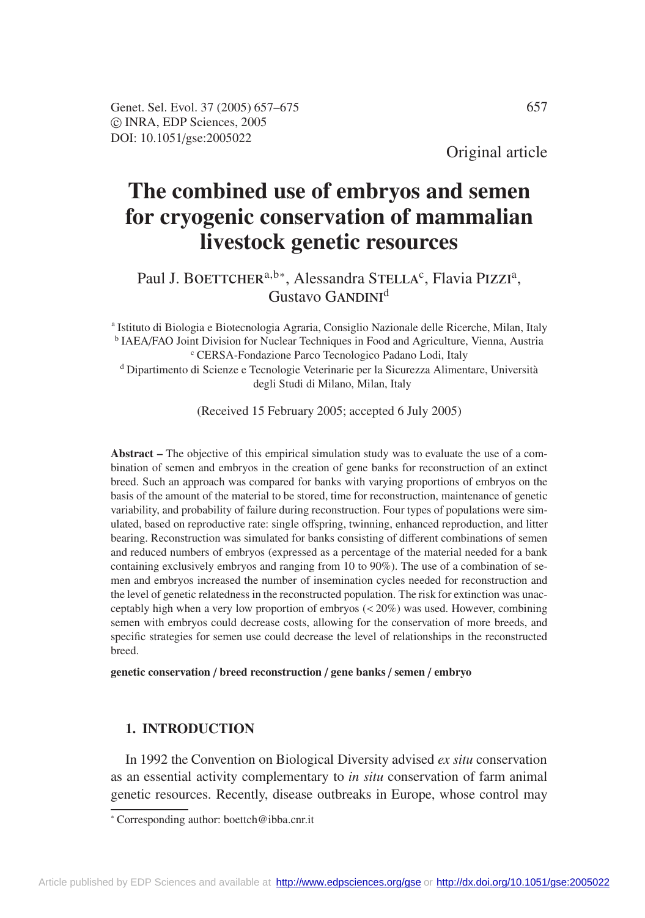Original article

# The combined use of embryos and semen for cryogenic conservation of mammalian livestock genetic resources

Paul J. Boettcher[a,b*], Alessandra Stella[c], Flavia Pizzi[a], Gustavo Gandini[d]

[a] Istituto di Biologia e Biotecnologia Agraria, Consiglio Nazionale delle Ricerche, Milan, Italy
[b] IAEA/FAO Joint Division for Nuclear Techniques in Food and Agriculture, Vienna, Austria
[c] CERSA-Fondazione Parco Tecnologico Padano Lodi, Italy
[d] Dipartimento di Scienze e Tecnologie Veterinarie per la Sicurezza Alimentare, Università degli Studi di Milano, Milan, Italy

(Received 15 February 2005; accepted 6 July 2005)

**Abstract –** The objective of this empirical simulation study was to evaluate the use of a combination of semen and embryos in the creation of gene banks for reconstruction of an extinct breed. Such an approach was compared for banks with varying proportions of embryos on the basis of the amount of the material to be stored, time for reconstruction, maintenance of genetic variability, and probability of failure during reconstruction. Four types of populations were simulated, based on reproductive rate: single offspring, twinning, enhanced reproduction, and litter bearing. Reconstruction was simulated for banks consisting of different combinations of semen and reduced numbers of embryos (expressed as a percentage of the material needed for a bank containing exclusively embryos and ranging from 10 to 90%). The use of a combination of semen and embryos increased the number of insemination cycles needed for reconstruction and the level of genetic relatedness in the reconstructed population. The risk for extinction was unacceptably high when a very low proportion of embryos (< 20%) was used. However, combining semen with embryos could decrease costs, allowing for the conservation of more breeds, and specific strategies for semen use could decrease the level of relationships in the reconstructed breed.

**genetic conservation / breed reconstruction / gene banks / semen / embryo**

## 1. INTRODUCTION

In 1992 the Convention on Biological Diversity advised *ex situ* conservation as an essential activity complementary to *in situ* conservation of farm animal genetic resources. Recently, disease outbreaks in Europe, whose control may

* Corresponding author: boettch@ibba.cnr.it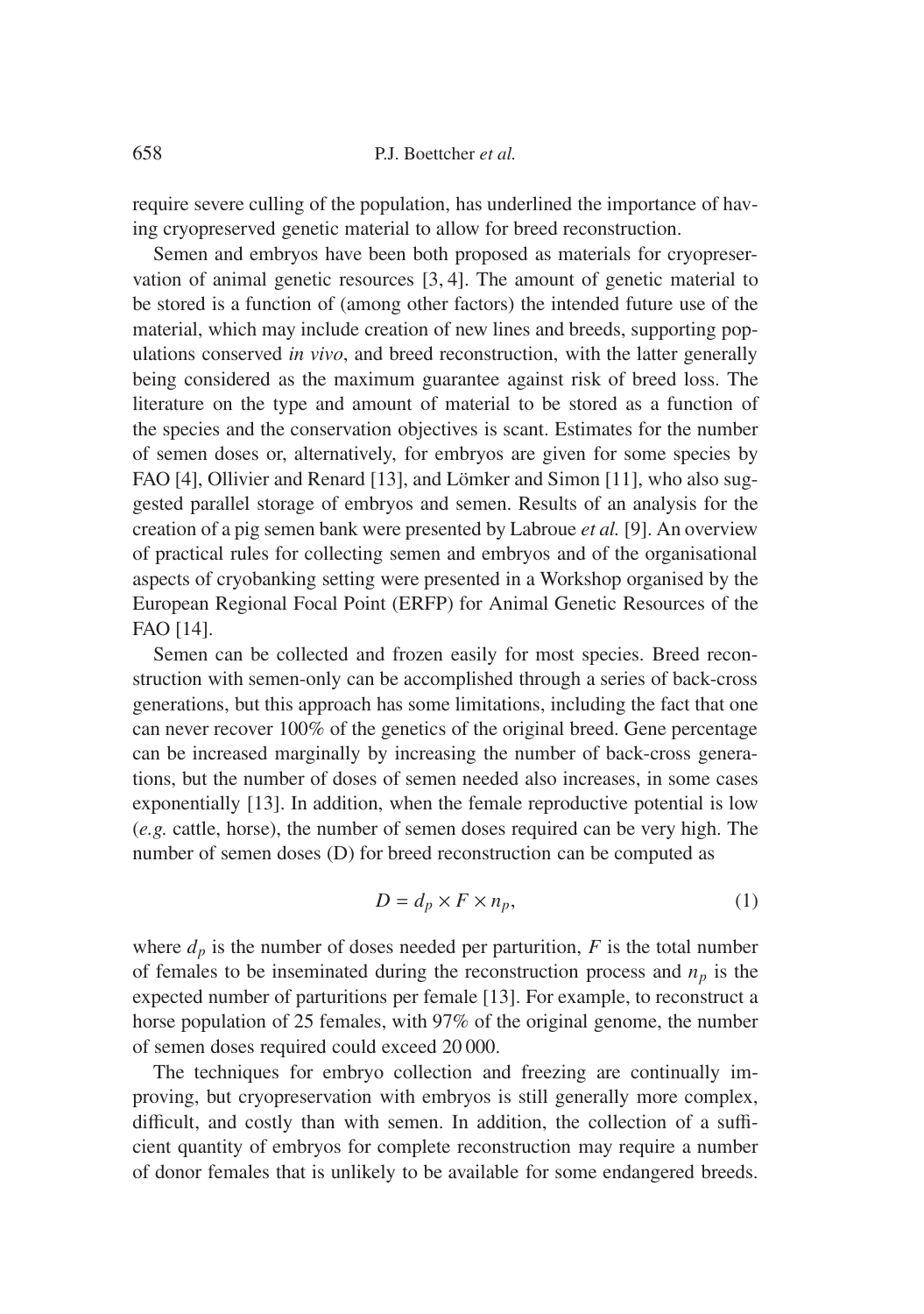require severe culling of the population, has underlined the importance of having cryopreserved genetic material to allow for breed reconstruction.

Semen and embryos have been both proposed as materials for cryopreservation of animal genetic resources [3, 4]. The amount of genetic material to be stored is a function of (among other factors) the intended future use of the material, which may include creation of new lines and breeds, supporting populations conserved *in vivo*, and breed reconstruction, with the latter generally being considered as the maximum guarantee against risk of breed loss. The literature on the type and amount of material to be stored as a function of the species and the conservation objectives is scant. Estimates for the number of semen doses or, alternatively, for embryos are given for some species by FAO [4], Ollivier and Renard [13], and Lömker and Simon [11], who also suggested parallel storage of embryos and semen. Results of an analysis for the creation of a pig semen bank were presented by Labroue *et al.* [9]. An overview of practical rules for collecting semen and embryos and of the organisational aspects of cryobanking setting were presented in a Workshop organised by the European Regional Focal Point (ERFP) for Animal Genetic Resources of the FAO [14].

Semen can be collected and frozen easily for most species. Breed reconstruction with semen-only can be accomplished through a series of back-cross generations, but this approach has some limitations, including the fact that one can never recover 100% of the genetics of the original breed. Gene percentage can be increased marginally by increasing the number of back-cross generations, but the number of doses of semen needed also increases, in some cases exponentially [13]. In addition, when the female reproductive potential is low (*e.g.* cattle, horse), the number of semen doses required can be very high. The number of semen doses (D) for breed reconstruction can be computed as

$$D = d_p \times F \times n_p, \tag{1}$$

where $d_p$ is the number of doses needed per parturition, $F$ is the total number of females to be inseminated during the reconstruction process and $n_p$ is the expected number of parturitions per female [13]. For example, to reconstruct a horse population of 25 females, with 97% of the original genome, the number of semen doses required could exceed 20 000.

The techniques for embryo collection and freezing are continually improving, but cryopreservation with embryos is still generally more complex, difficult, and costly than with semen. In addition, the collection of a sufficient quantity of embryos for complete reconstruction may require a number of donor females that is unlikely to be available for some endangered breeds.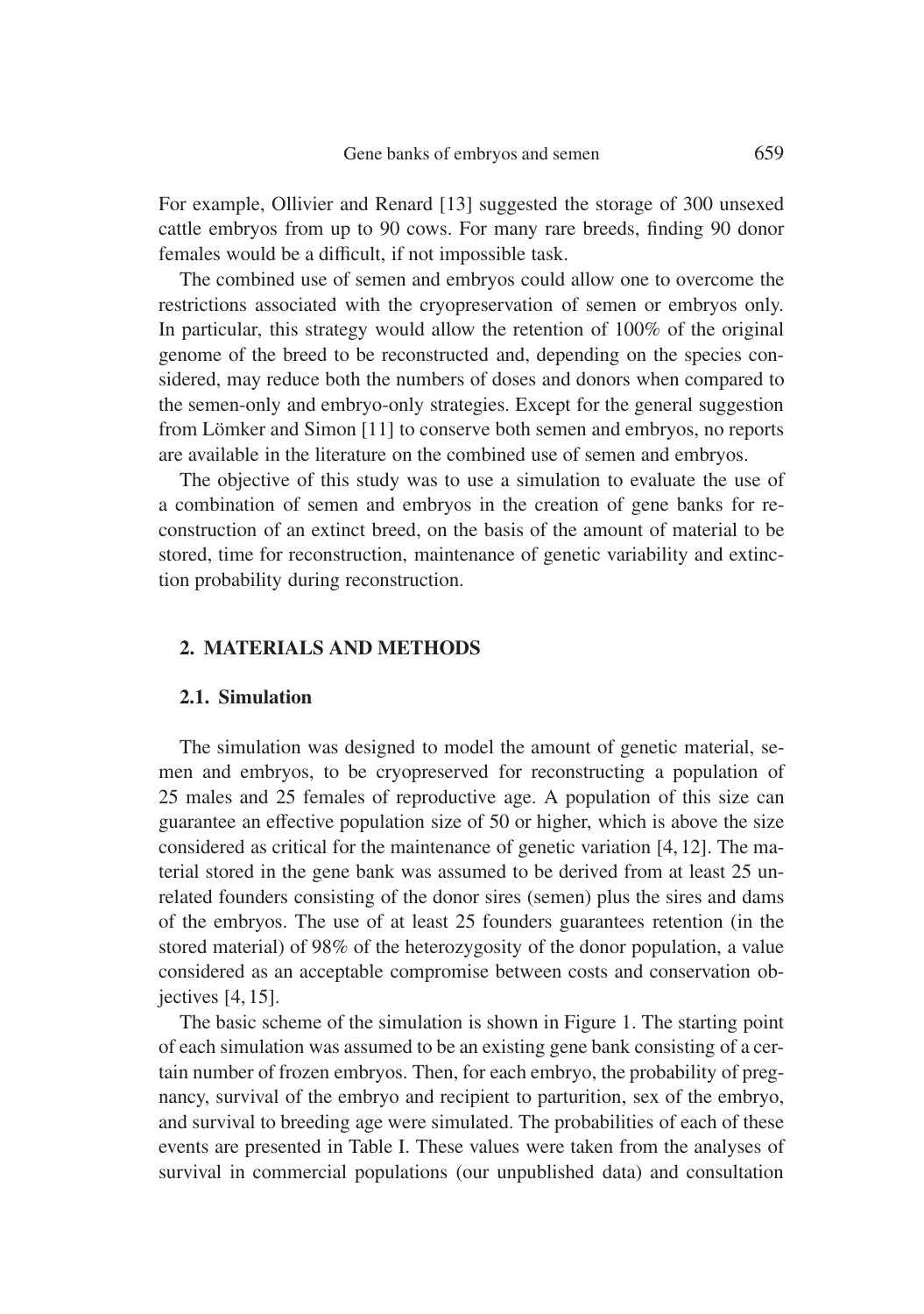For example, Ollivier and Renard [13] suggested the storage of 300 unsexed cattle embryos from up to 90 cows. For many rare breeds, finding 90 donor females would be a difficult, if not impossible task.

The combined use of semen and embryos could allow one to overcome the restrictions associated with the cryopreservation of semen or embryos only. In particular, this strategy would allow the retention of 100% of the original genome of the breed to be reconstructed and, depending on the species considered, may reduce both the numbers of doses and donors when compared to the semen-only and embryo-only strategies. Except for the general suggestion from Lömker and Simon [11] to conserve both semen and embryos, no reports are available in the literature on the combined use of semen and embryos.

The objective of this study was to use a simulation to evaluate the use of a combination of semen and embryos in the creation of gene banks for reconstruction of an extinct breed, on the basis of the amount of material to be stored, time for reconstruction, maintenance of genetic variability and extinction probability during reconstruction.

## 2. MATERIALS AND METHODS

### 2.1. Simulation

The simulation was designed to model the amount of genetic material, semen and embryos, to be cryopreserved for reconstructing a population of 25 males and 25 females of reproductive age. A population of this size can guarantee an effective population size of 50 or higher, which is above the size considered as critical for the maintenance of genetic variation [4, 12]. The material stored in the gene bank was assumed to be derived from at least 25 unrelated founders consisting of the donor sires (semen) plus the sires and dams of the embryos. The use of at least 25 founders guarantees retention (in the stored material) of 98% of the heterozygosity of the donor population, a value considered as an acceptable compromise between costs and conservation objectives [4, 15].

The basic scheme of the simulation is shown in Figure 1. The starting point of each simulation was assumed to be an existing gene bank consisting of a certain number of frozen embryos. Then, for each embryo, the probability of pregnancy, survival of the embryo and recipient to parturition, sex of the embryo, and survival to breeding age were simulated. The probabilities of each of these events are presented in Table I. These values were taken from the analyses of survival in commercial populations (our unpublished data) and consultation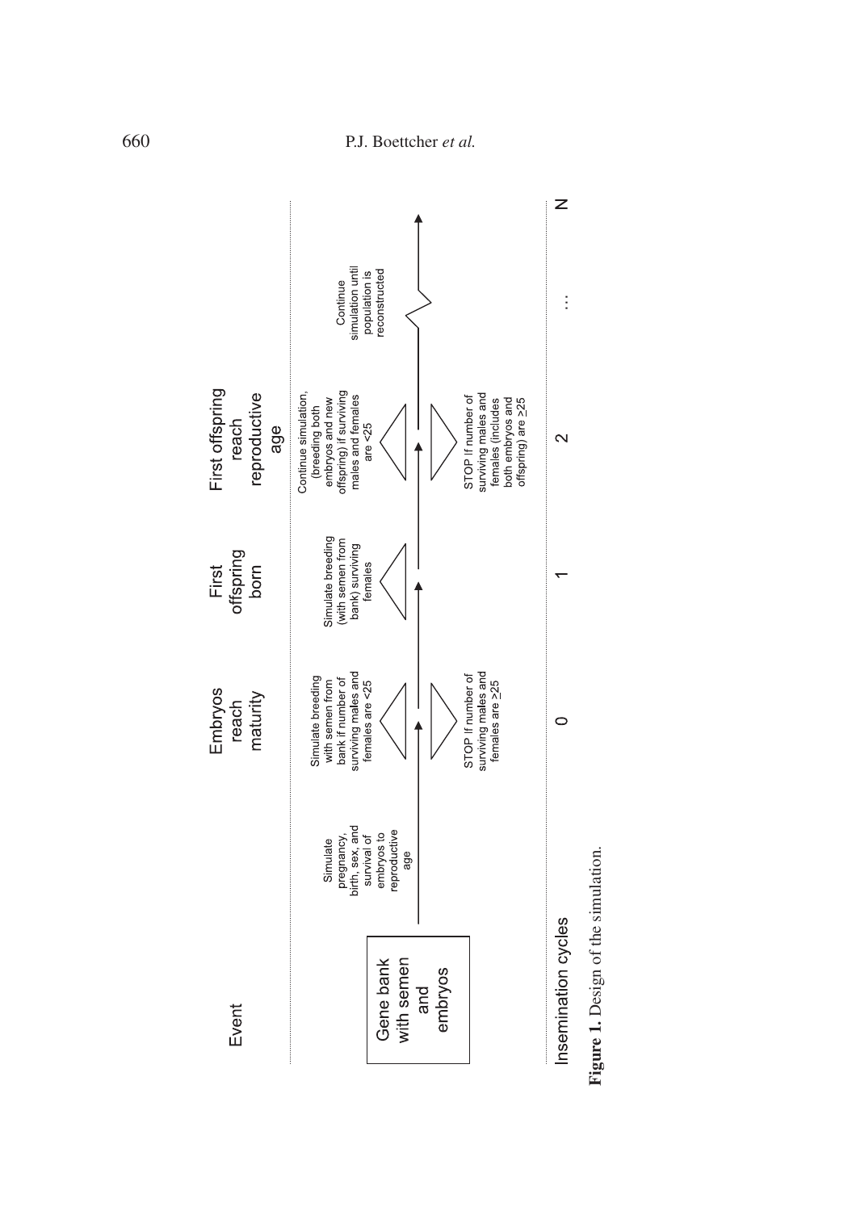| Event | | Embryos reach maturity | First offspring born | First offspring reach reproductive age | | |
|---|---|---|---|---|---|---|
| Gene bank with semen and embryos | Simulate pregnancy, birth, sex, and survival of embryos to reproductive age | Simulate breeding with semen from bank if number of surviving males and females are <25 | Simulate breeding (with semen from bank) surviving females | Continue simulation, (breeding both embryos and new offspring) if surviving males and females are <25 | Continue simulation until population is reconstructed | |
| | | STOP If number of surviving males and females are ≥25 | | STOP If number of surviving males and females (includes both embryos and offspring) are ≥25 | | |
| Insemination cycles | | 0 | 1 | 2 | … | N |

**Figure 1.** Design of the simulation.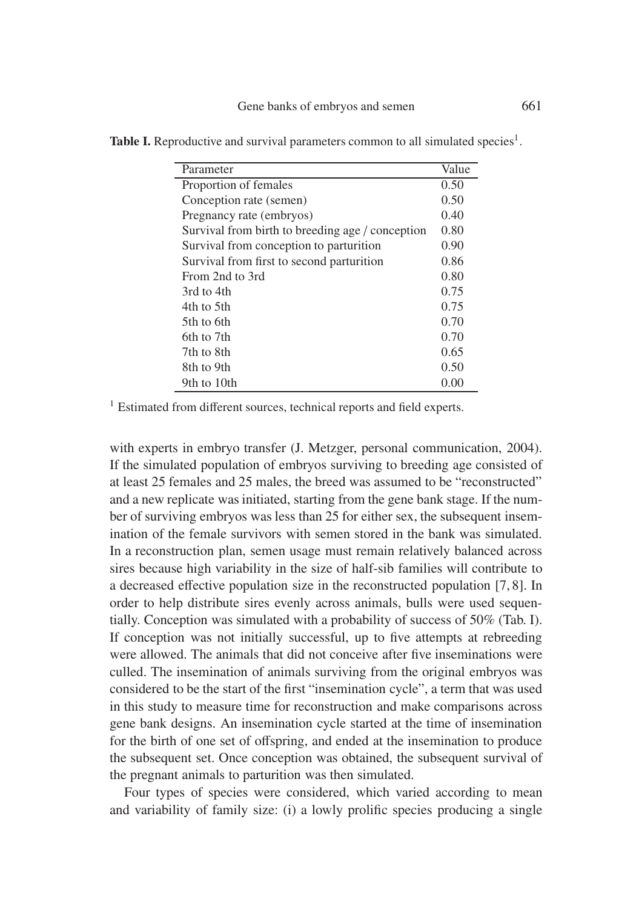**Table I.** Reproductive and survival parameters common to all simulated species[1].

| Parameter | Value |
|---|---|
| Proportion of females | 0.50 |
| Conception rate (semen) | 0.50 |
| Pregnancy rate (embryos) | 0.40 |
| Survival from birth to breeding age / conception | 0.80 |
| Survival from conception to parturition | 0.90 |
| Survival from first to second parturition | 0.86 |
| From 2nd to 3rd | 0.80 |
| 3rd to 4th | 0.75 |
| 4th to 5th | 0.75 |
| 5th to 6th | 0.70 |
| 6th to 7th | 0.70 |
| 7th to 8th | 0.65 |
| 8th to 9th | 0.50 |
| 9th to 10th | 0.00 |

[1] Estimated from different sources, technical reports and field experts.

with experts in embryo transfer (J. Metzger, personal communication, 2004). If the simulated population of embryos surviving to breeding age consisted of at least 25 females and 25 males, the breed was assumed to be "reconstructed" and a new replicate was initiated, starting from the gene bank stage. If the number of surviving embryos was less than 25 for either sex, the subsequent insemination of the female survivors with semen stored in the bank was simulated. In a reconstruction plan, semen usage must remain relatively balanced across sires because high variability in the size of half-sib families will contribute to a decreased effective population size in the reconstructed population [7, 8]. In order to help distribute sires evenly across animals, bulls were used sequentially. Conception was simulated with a probability of success of 50% (Tab. I). If conception was not initially successful, up to five attempts at rebreeding were allowed. The animals that did not conceive after five inseminations were culled. The insemination of animals surviving from the original embryos was considered to be the start of the first "insemination cycle", a term that was used in this study to measure time for reconstruction and make comparisons across gene bank designs. An insemination cycle started at the time of insemination for the birth of one set of offspring, and ended at the insemination to produce the subsequent set. Once conception was obtained, the subsequent survival of the pregnant animals to parturition was then simulated.

Four types of species were considered, which varied according to mean and variability of family size: (i) a lowly prolific species producing a single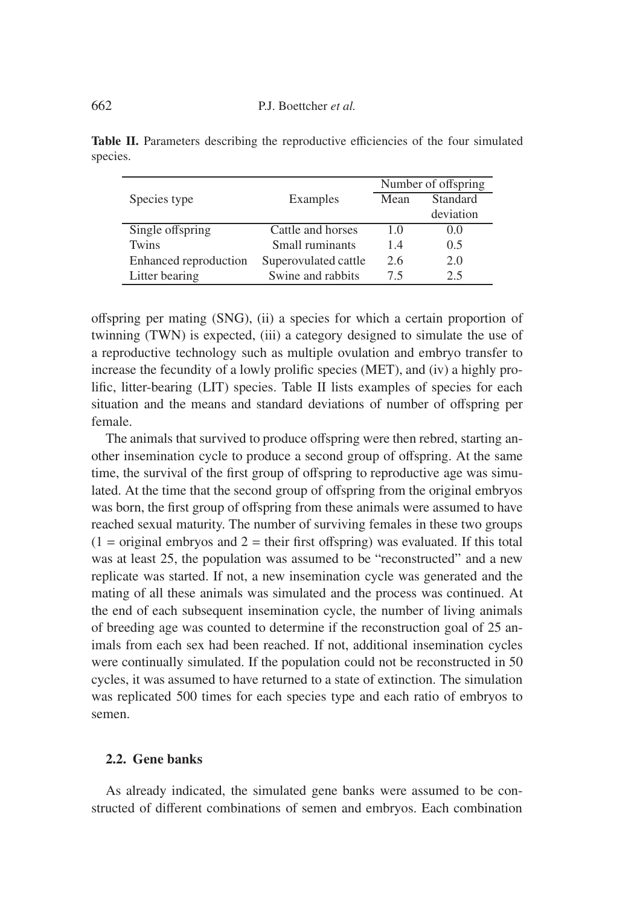**Table II.** Parameters describing the reproductive efficiencies of the four simulated species.

| Species type | Examples | Number of offspring | |
|---|---|---|---|
| | | Mean | Standard deviation |
| Single offspring | Cattle and horses | 1.0 | 0.0 |
| Twins | Small ruminants | 1.4 | 0.5 |
| Enhanced reproduction | Superovulated cattle | 2.6 | 2.0 |
| Litter bearing | Swine and rabbits | 7.5 | 2.5 |

offspring per mating (SNG), (ii) a species for which a certain proportion of twinning (TWN) is expected, (iii) a category designed to simulate the use of a reproductive technology such as multiple ovulation and embryo transfer to increase the fecundity of a lowly prolific species (MET), and (iv) a highly prolific, litter-bearing (LIT) species. Table II lists examples of species for each situation and the means and standard deviations of number of offspring per female.

The animals that survived to produce offspring were then rebred, starting another insemination cycle to produce a second group of offspring. At the same time, the survival of the first group of offspring to reproductive age was simulated. At the time that the second group of offspring from the original embryos was born, the first group of offspring from these animals were assumed to have reached sexual maturity. The number of surviving females in these two groups (1 = original embryos and 2 = their first offspring) was evaluated. If this total was at least 25, the population was assumed to be "reconstructed" and a new replicate was started. If not, a new insemination cycle was generated and the mating of all these animals was simulated and the process was continued. At the end of each subsequent insemination cycle, the number of living animals of breeding age was counted to determine if the reconstruction goal of 25 animals from each sex had been reached. If not, additional insemination cycles were continually simulated. If the population could not be reconstructed in 50 cycles, it was assumed to have returned to a state of extinction. The simulation was replicated 500 times for each species type and each ratio of embryos to semen.

### 2.2. Gene banks

As already indicated, the simulated gene banks were assumed to be constructed of different combinations of semen and embryos. Each combination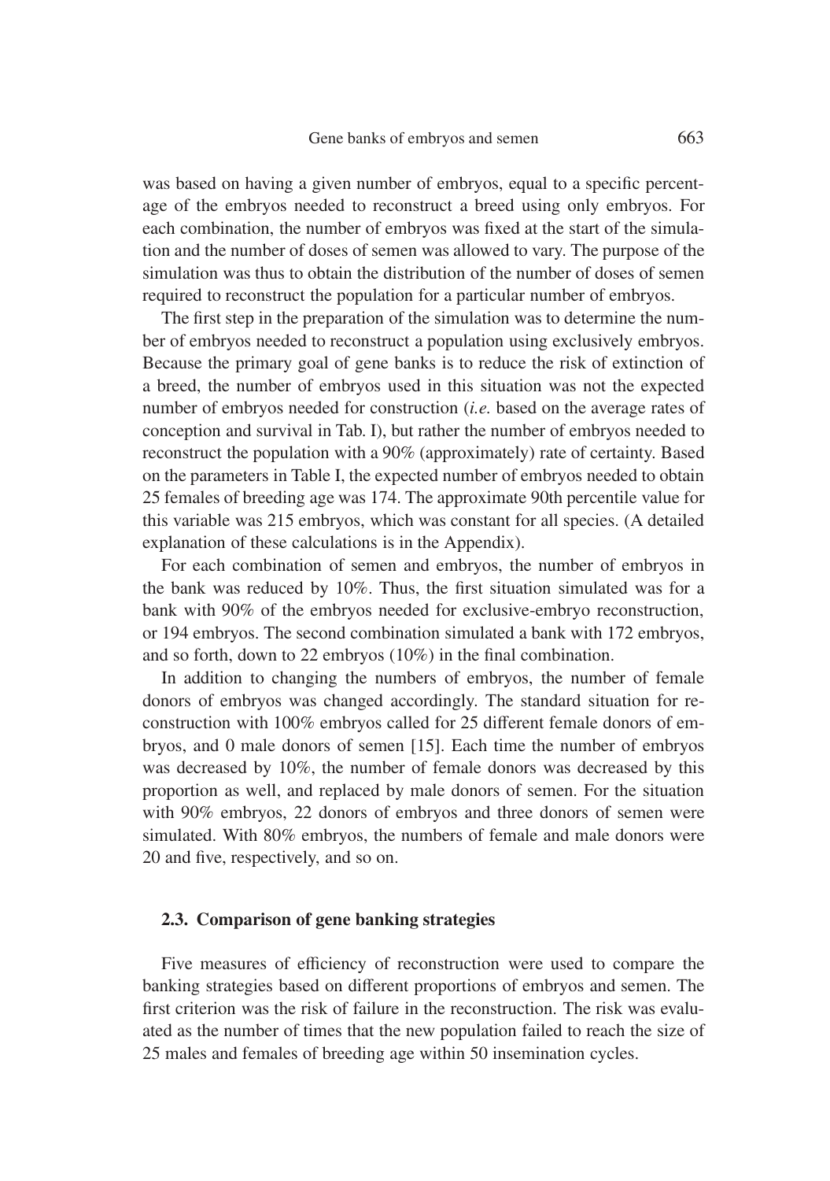was based on having a given number of embryos, equal to a specific percentage of the embryos needed to reconstruct a breed using only embryos. For each combination, the number of embryos was fixed at the start of the simulation and the number of doses of semen was allowed to vary. The purpose of the simulation was thus to obtain the distribution of the number of doses of semen required to reconstruct the population for a particular number of embryos.

The first step in the preparation of the simulation was to determine the number of embryos needed to reconstruct a population using exclusively embryos. Because the primary goal of gene banks is to reduce the risk of extinction of a breed, the number of embryos used in this situation was not the expected number of embryos needed for construction (*i.e.* based on the average rates of conception and survival in Tab. I), but rather the number of embryos needed to reconstruct the population with a 90% (approximately) rate of certainty. Based on the parameters in Table I, the expected number of embryos needed to obtain 25 females of breeding age was 174. The approximate 90th percentile value for this variable was 215 embryos, which was constant for all species. (A detailed explanation of these calculations is in the Appendix).

For each combination of semen and embryos, the number of embryos in the bank was reduced by 10%. Thus, the first situation simulated was for a bank with 90% of the embryos needed for exclusive-embryo reconstruction, or 194 embryos. The second combination simulated a bank with 172 embryos, and so forth, down to 22 embryos (10%) in the final combination.

In addition to changing the numbers of embryos, the number of female donors of embryos was changed accordingly. The standard situation for reconstruction with 100% embryos called for 25 different female donors of embryos, and 0 male donors of semen [15]. Each time the number of embryos was decreased by 10%, the number of female donors was decreased by this proportion as well, and replaced by male donors of semen. For the situation with 90% embryos, 22 donors of embryos and three donors of semen were simulated. With 80% embryos, the numbers of female and male donors were 20 and five, respectively, and so on.

### 2.3. Comparison of gene banking strategies

Five measures of efficiency of reconstruction were used to compare the banking strategies based on different proportions of embryos and semen. The first criterion was the risk of failure in the reconstruction. The risk was evaluated as the number of times that the new population failed to reach the size of 25 males and females of breeding age within 50 insemination cycles.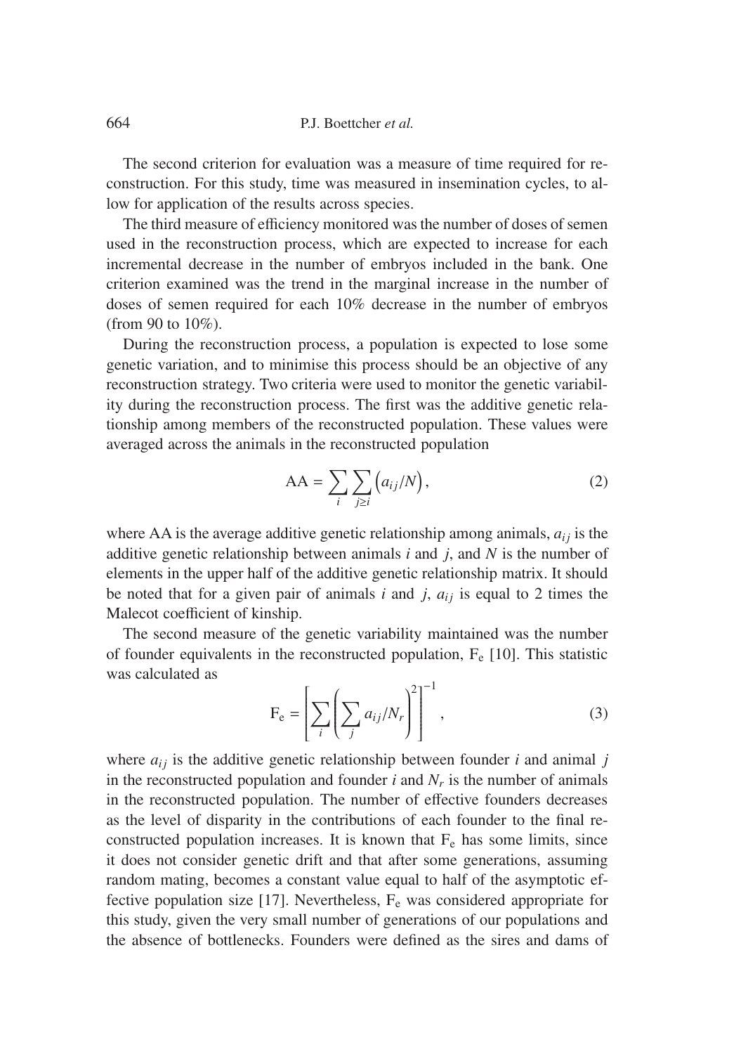The second criterion for evaluation was a measure of time required for reconstruction. For this study, time was measured in insemination cycles, to allow for application of the results across species.

The third measure of efficiency monitored was the number of doses of semen used in the reconstruction process, which are expected to increase for each incremental decrease in the number of embryos included in the bank. One criterion examined was the trend in the marginal increase in the number of doses of semen required for each 10% decrease in the number of embryos (from 90 to 10%).

During the reconstruction process, a population is expected to lose some genetic variation, and to minimise this process should be an objective of any reconstruction strategy. Two criteria were used to monitor the genetic variability during the reconstruction process. The first was the additive genetic relationship among members of the reconstructed population. These values were averaged across the animals in the reconstructed population

$$\mathrm{AA} = \sum_{i} \sum_{j \geq i} \left( a_{ij}/N \right), \tag{2}$$

where AA is the average additive genetic relationship among animals, $a_{ij}$ is the additive genetic relationship between animals $i$ and $j$, and $N$ is the number of elements in the upper half of the additive genetic relationship matrix. It should be noted that for a given pair of animals $i$ and $j$, $a_{ij}$ is equal to 2 times the Malecot coefficient of kinship.

The second measure of the genetic variability maintained was the number of founder equivalents in the reconstructed population, $\mathrm{F_e}$ [10]. This statistic was calculated as

$$\mathrm{F_e} = \left[ \sum_{i} \left( \sum_{j} a_{ij}/N_r \right)^2 \right]^{-1}, \tag{3}$$

where $a_{ij}$ is the additive genetic relationship between founder $i$ and animal $j$ in the reconstructed population and founder $i$ and $N_r$ is the number of animals in the reconstructed population. The number of effective founders decreases as the level of disparity in the contributions of each founder to the final reconstructed population increases. It is known that $\mathrm{F_e}$ has some limits, since it does not consider genetic drift and that after some generations, assuming random mating, becomes a constant value equal to half of the asymptotic effective population size [17]. Nevertheless, $\mathrm{F_e}$ was considered appropriate for this study, given the very small number of generations of our populations and the absence of bottlenecks. Founders were defined as the sires and dams of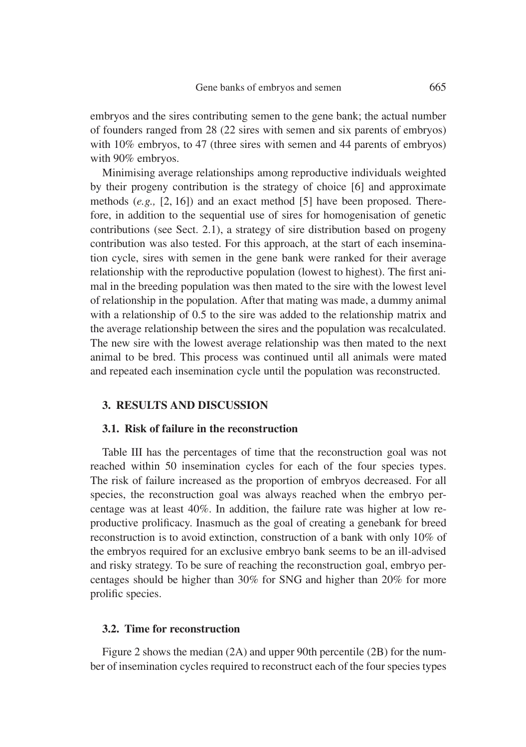embryos and the sires contributing semen to the gene bank; the actual number of founders ranged from 28 (22 sires with semen and six parents of embryos) with 10% embryos, to 47 (three sires with semen and 44 parents of embryos) with 90% embryos.

Minimising average relationships among reproductive individuals weighted by their progeny contribution is the strategy of choice [6] and approximate methods (*e.g.,* [2, 16]) and an exact method [5] have been proposed. Therefore, in addition to the sequential use of sires for homogenisation of genetic contributions (see Sect. 2.1), a strategy of sire distribution based on progeny contribution was also tested. For this approach, at the start of each insemination cycle, sires with semen in the gene bank were ranked for their average relationship with the reproductive population (lowest to highest). The first animal in the breeding population was then mated to the sire with the lowest level of relationship in the population. After that mating was made, a dummy animal with a relationship of 0.5 to the sire was added to the relationship matrix and the average relationship between the sires and the population was recalculated. The new sire with the lowest average relationship was then mated to the next animal to be bred. This process was continued until all animals were mated and repeated each insemination cycle until the population was reconstructed.

## 3. RESULTS AND DISCUSSION

### 3.1. Risk of failure in the reconstruction

Table III has the percentages of time that the reconstruction goal was not reached within 50 insemination cycles for each of the four species types. The risk of failure increased as the proportion of embryos decreased. For all species, the reconstruction goal was always reached when the embryo percentage was at least 40%. In addition, the failure rate was higher at low reproductive prolificacy. Inasmuch as the goal of creating a genebank for breed reconstruction is to avoid extinction, construction of a bank with only 10% of the embryos required for an exclusive embryo bank seems to be an ill-advised and risky strategy. To be sure of reaching the reconstruction goal, embryo percentages should be higher than 30% for SNG and higher than 20% for more prolific species.

### 3.2. Time for reconstruction

Figure 2 shows the median (2A) and upper 90th percentile (2B) for the number of insemination cycles required to reconstruct each of the four species types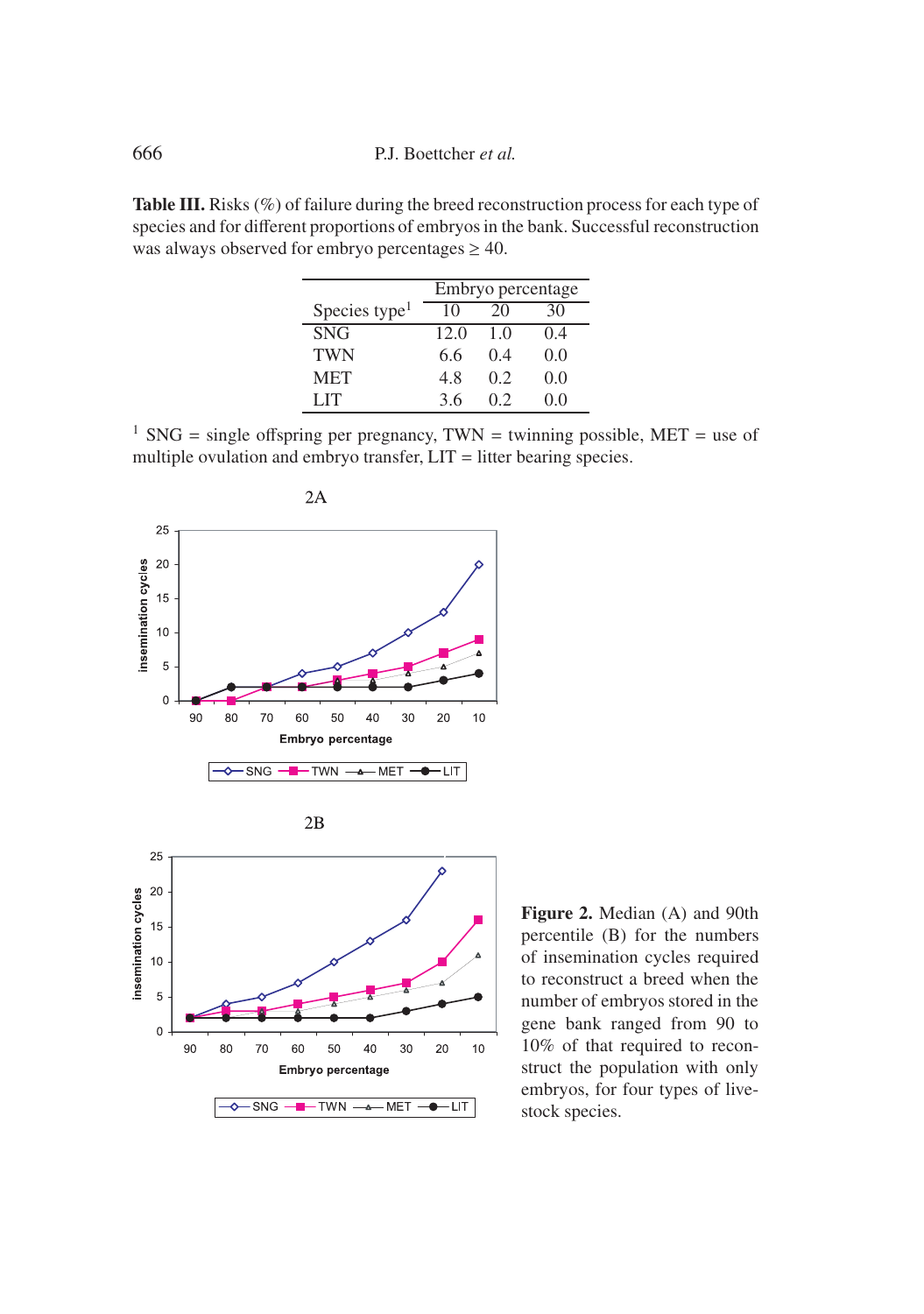**Table III.** Risks (%) of failure during the breed reconstruction process for each type of species and for different proportions of embryos in the bank. Successful reconstruction was always observed for embryo percentages ≥ 40.

| | Embryo percentage | | |
|---|---|---|---|
| Species type[1] | 10 | 20 | 30 |
| SNG | 12.0 | 1.0 | 0.4 |
| TWN | 6.6 | 0.4 | 0.0 |
| MET | 4.8 | 0.2 | 0.0 |
| LIT | 3.6 | 0.2 | 0.0 |

[1] SNG = single offspring per pregnancy, TWN = twinning possible, MET = use of multiple ovulation and embryo transfer, LIT = litter bearing species.

**Figure 2.** Median (A) and 90th percentile (B) for the numbers of insemination cycles required to reconstruct a breed when the number of embryos stored in the gene bank ranged from 90 to 10% of that required to reconstruct the population with only embryos, for four types of livestock species.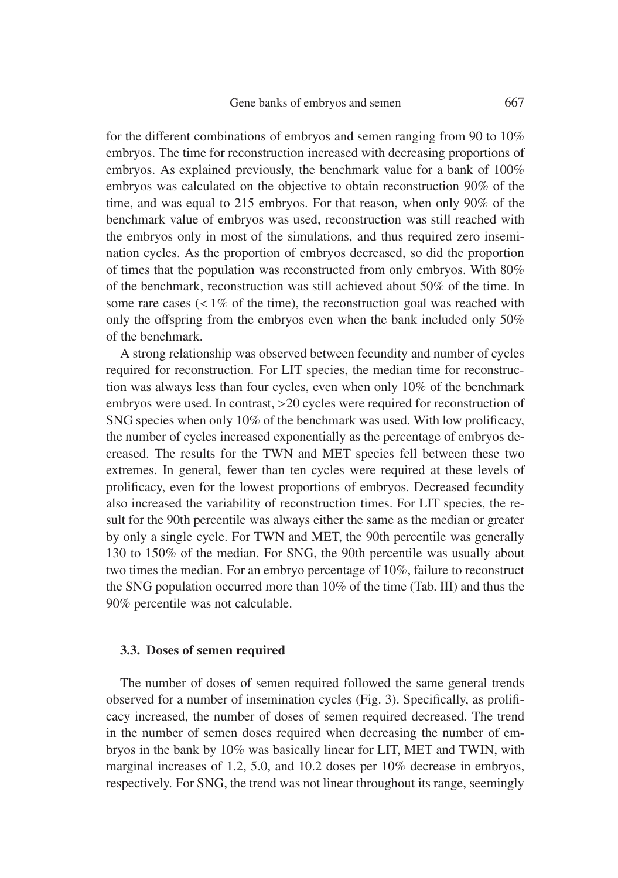for the different combinations of embryos and semen ranging from 90 to 10% embryos. The time for reconstruction increased with decreasing proportions of embryos. As explained previously, the benchmark value for a bank of 100% embryos was calculated on the objective to obtain reconstruction 90% of the time, and was equal to 215 embryos. For that reason, when only 90% of the benchmark value of embryos was used, reconstruction was still reached with the embryos only in most of the simulations, and thus required zero insemination cycles. As the proportion of embryos decreased, so did the proportion of times that the population was reconstructed from only embryos. With 80% of the benchmark, reconstruction was still achieved about 50% of the time. In some rare cases ($< 1\%$ of the time), the reconstruction goal was reached with only the offspring from the embryos even when the bank included only 50% of the benchmark.

A strong relationship was observed between fecundity and number of cycles required for reconstruction. For LIT species, the median time for reconstruction was always less than four cycles, even when only 10% of the benchmark embryos were used. In contrast, >20 cycles were required for reconstruction of SNG species when only 10% of the benchmark was used. With low prolificacy, the number of cycles increased exponentially as the percentage of embryos decreased. The results for the TWN and MET species fell between these two extremes. In general, fewer than ten cycles were required at these levels of prolificacy, even for the lowest proportions of embryos. Decreased fecundity also increased the variability of reconstruction times. For LIT species, the result for the 90th percentile was always either the same as the median or greater by only a single cycle. For TWN and MET, the 90th percentile was generally 130 to 150% of the median. For SNG, the 90th percentile was usually about two times the median. For an embryo percentage of 10%, failure to reconstruct the SNG population occurred more than 10% of the time (Tab. III) and thus the 90% percentile was not calculable.

### 3.3. Doses of semen required

The number of doses of semen required followed the same general trends observed for a number of insemination cycles (Fig. 3). Specifically, as prolificacy increased, the number of doses of semen required decreased. The trend in the number of semen doses required when decreasing the number of embryos in the bank by 10% was basically linear for LIT, MET and TWIN, with marginal increases of 1.2, 5.0, and 10.2 doses per 10% decrease in embryos, respectively. For SNG, the trend was not linear throughout its range, seemingly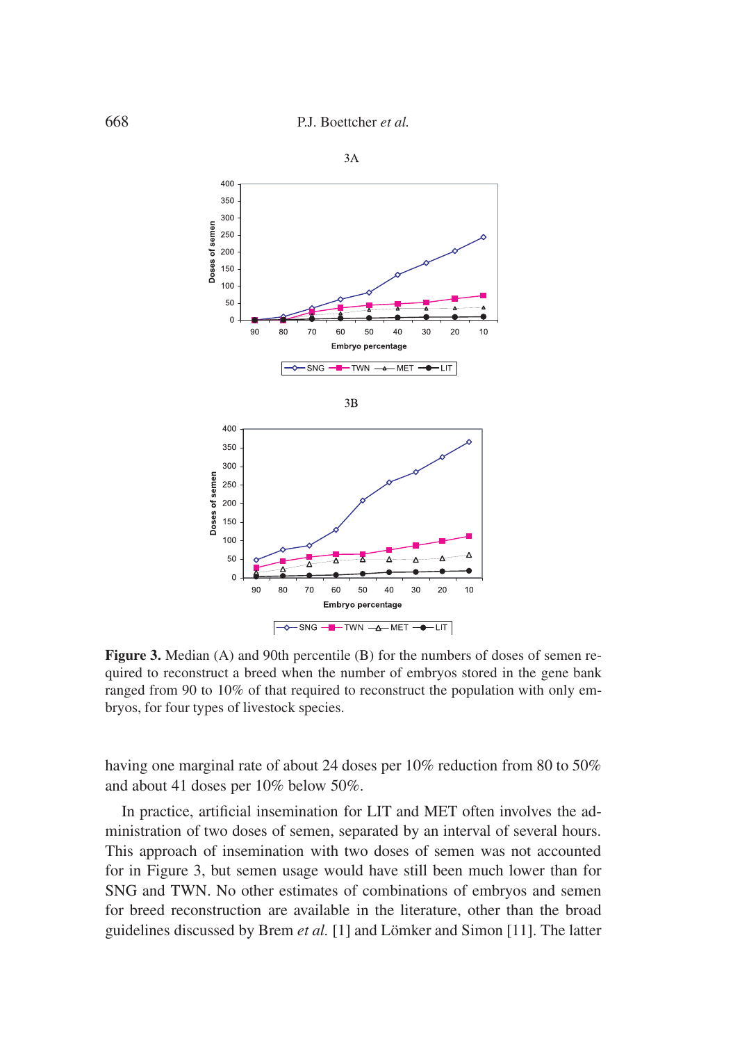**Figure 3.** Median (A) and 90th percentile (B) for the numbers of doses of semen required to reconstruct a breed when the number of embryos stored in the gene bank ranged from 90 to 10% of that required to reconstruct the population with only embryos, for four types of livestock species.

having one marginal rate of about 24 doses per 10% reduction from 80 to 50% and about 41 doses per 10% below 50%.

In practice, artificial insemination for LIT and MET often involves the administration of two doses of semen, separated by an interval of several hours. This approach of insemination with two doses of semen was not accounted for in Figure 3, but semen usage would have still been much lower than for SNG and TWN. No other estimates of combinations of embryos and semen for breed reconstruction are available in the literature, other than the broad guidelines discussed by Brem *et al.* [1] and Lömker and Simon [11]. The latter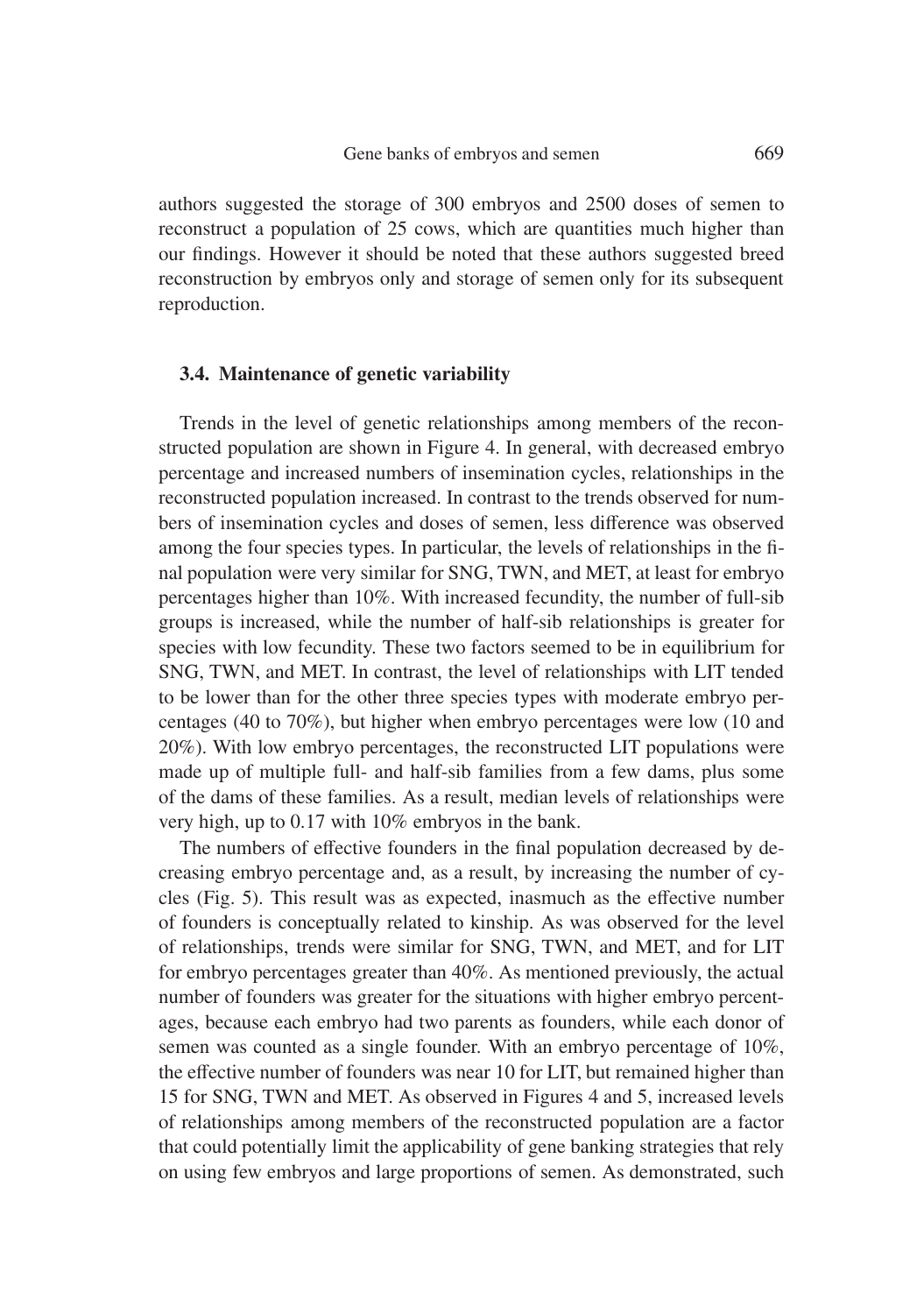authors suggested the storage of 300 embryos and 2500 doses of semen to reconstruct a population of 25 cows, which are quantities much higher than our findings. However it should be noted that these authors suggested breed reconstruction by embryos only and storage of semen only for its subsequent reproduction.

### 3.4. Maintenance of genetic variability

Trends in the level of genetic relationships among members of the reconstructed population are shown in Figure 4. In general, with decreased embryo percentage and increased numbers of insemination cycles, relationships in the reconstructed population increased. In contrast to the trends observed for numbers of insemination cycles and doses of semen, less difference was observed among the four species types. In particular, the levels of relationships in the final population were very similar for SNG, TWN, and MET, at least for embryo percentages higher than 10%. With increased fecundity, the number of full-sib groups is increased, while the number of half-sib relationships is greater for species with low fecundity. These two factors seemed to be in equilibrium for SNG, TWN, and MET. In contrast, the level of relationships with LIT tended to be lower than for the other three species types with moderate embryo percentages (40 to 70%), but higher when embryo percentages were low (10 and 20%). With low embryo percentages, the reconstructed LIT populations were made up of multiple full- and half-sib families from a few dams, plus some of the dams of these families. As a result, median levels of relationships were very high, up to 0.17 with 10% embryos in the bank.

The numbers of effective founders in the final population decreased by decreasing embryo percentage and, as a result, by increasing the number of cycles (Fig. 5). This result was as expected, inasmuch as the effective number of founders is conceptually related to kinship. As was observed for the level of relationships, trends were similar for SNG, TWN, and MET, and for LIT for embryo percentages greater than 40%. As mentioned previously, the actual number of founders was greater for the situations with higher embryo percentages, because each embryo had two parents as founders, while each donor of semen was counted as a single founder. With an embryo percentage of 10%, the effective number of founders was near 10 for LIT, but remained higher than 15 for SNG, TWN and MET. As observed in Figures 4 and 5, increased levels of relationships among members of the reconstructed population are a factor that could potentially limit the applicability of gene banking strategies that rely on using few embryos and large proportions of semen. As demonstrated, such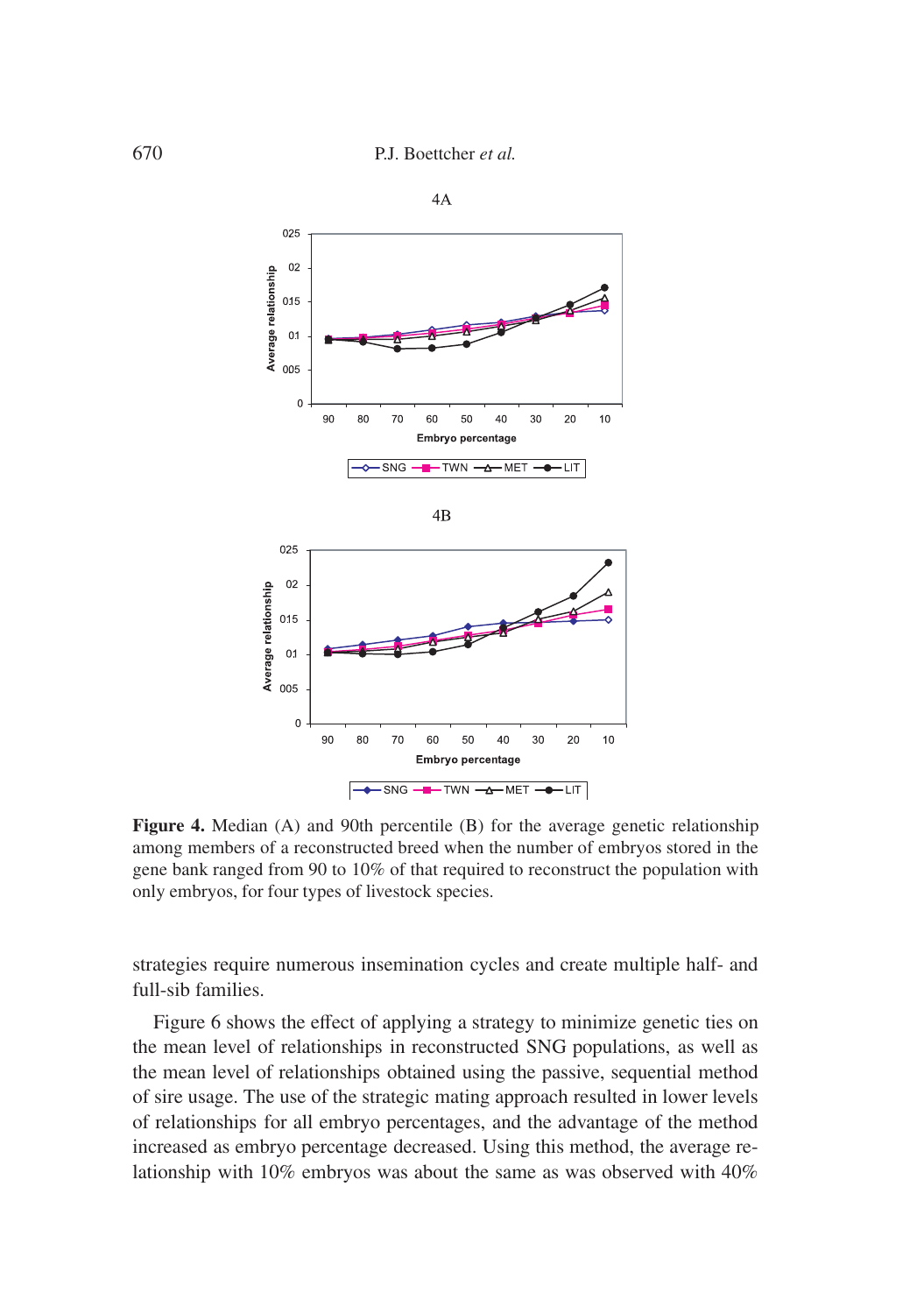**Figure 4.** Median (A) and 90th percentile (B) for the average genetic relationship among members of a reconstructed breed when the number of embryos stored in the gene bank ranged from 90 to 10% of that required to reconstruct the population with only embryos, for four types of livestock species.

strategies require numerous insemination cycles and create multiple half- and full-sib families.

Figure 6 shows the effect of applying a strategy to minimize genetic ties on the mean level of relationships in reconstructed SNG populations, as well as the mean level of relationships obtained using the passive, sequential method of sire usage. The use of the strategic mating approach resulted in lower levels of relationships for all embryo percentages, and the advantage of the method increased as embryo percentage decreased. Using this method, the average relationship with 10% embryos was about the same as was observed with 40%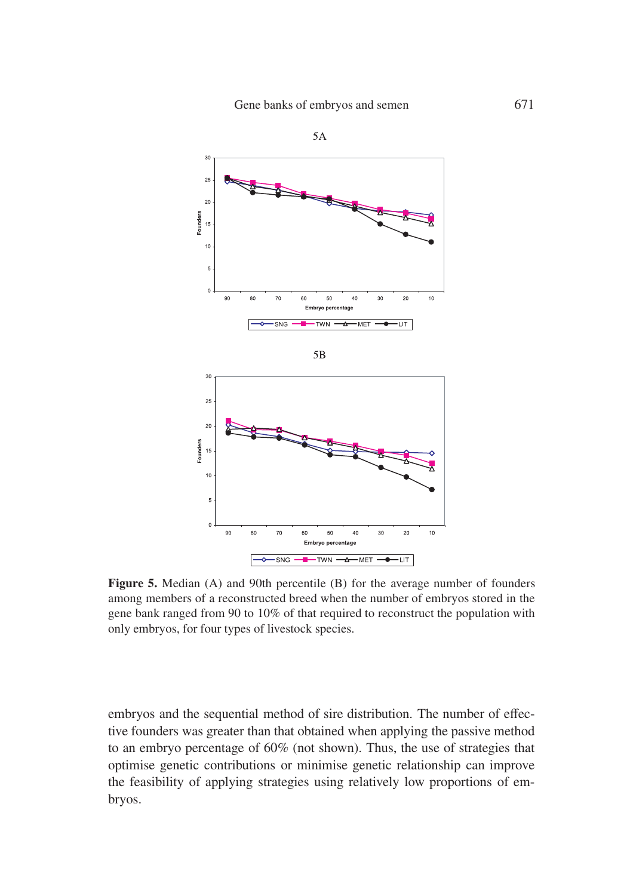**Figure 5.** Median (A) and 90th percentile (B) for the average number of founders among members of a reconstructed breed when the number of embryos stored in the gene bank ranged from 90 to 10% of that required to reconstruct the population with only embryos, for four types of livestock species.

embryos and the sequential method of sire distribution. The number of effective founders was greater than that obtained when applying the passive method to an embryo percentage of 60% (not shown). Thus, the use of strategies that optimise genetic contributions or minimise genetic relationship can improve the feasibility of applying strategies using relatively low proportions of embryos.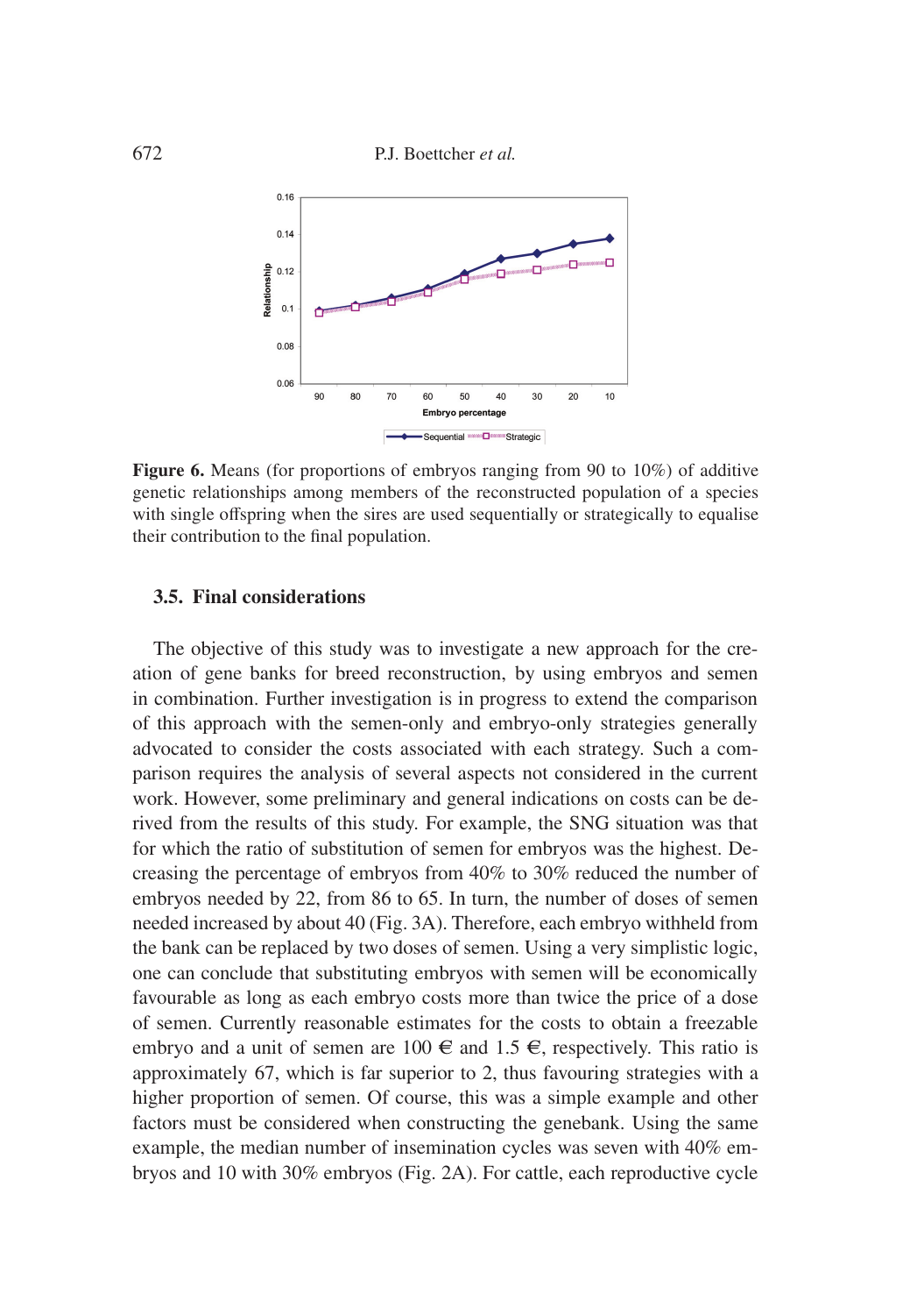**Figure 6.** Means (for proportions of embryos ranging from 90 to 10%) of additive genetic relationships among members of the reconstructed population of a species with single offspring when the sires are used sequentially or strategically to equalise their contribution to the final population.

### 3.5. Final considerations

The objective of this study was to investigate a new approach for the creation of gene banks for breed reconstruction, by using embryos and semen in combination. Further investigation is in progress to extend the comparison of this approach with the semen-only and embryo-only strategies generally advocated to consider the costs associated with each strategy. Such a comparison requires the analysis of several aspects not considered in the current work. However, some preliminary and general indications on costs can be derived from the results of this study. For example, the SNG situation was that for which the ratio of substitution of semen for embryos was the highest. Decreasing the percentage of embryos from 40% to 30% reduced the number of embryos needed by 22, from 86 to 65. In turn, the number of doses of semen needed increased by about 40 (Fig. 3A). Therefore, each embryo withheld from the bank can be replaced by two doses of semen. Using a very simplistic logic, one can conclude that substituting embryos with semen will be economically favourable as long as each embryo costs more than twice the price of a dose of semen. Currently reasonable estimates for the costs to obtain a freezable embryo and a unit of semen are 100 € and 1.5 €, respectively. This ratio is approximately 67, which is far superior to 2, thus favouring strategies with a higher proportion of semen. Of course, this was a simple example and other factors must be considered when constructing the genebank. Using the same example, the median number of insemination cycles was seven with 40% embryos and 10 with 30% embryos (Fig. 2A). For cattle, each reproductive cycle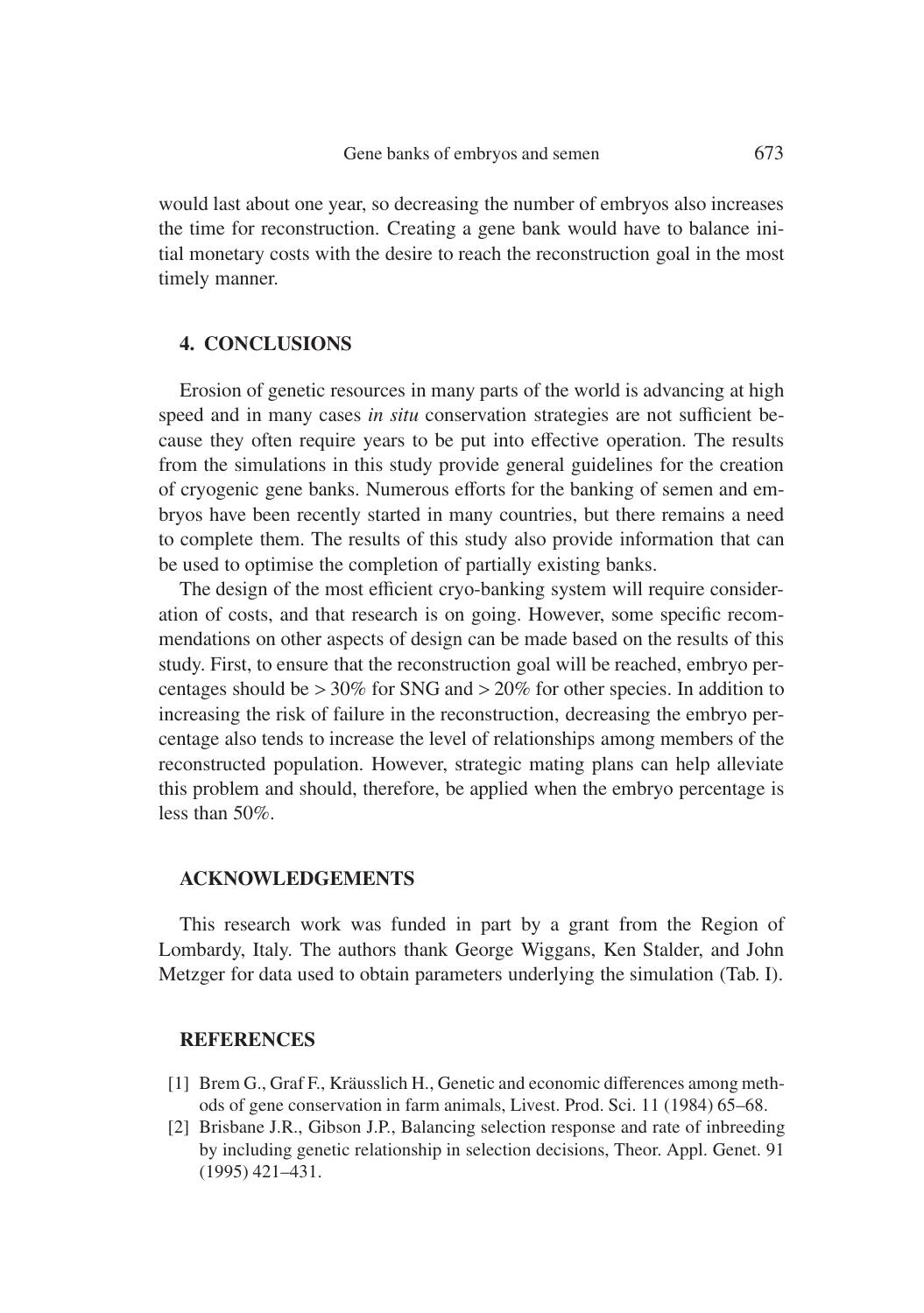would last about one year, so decreasing the number of embryos also increases the time for reconstruction. Creating a gene bank would have to balance initial monetary costs with the desire to reach the reconstruction goal in the most timely manner.

## 4. CONCLUSIONS

Erosion of genetic resources in many parts of the world is advancing at high speed and in many cases *in situ* conservation strategies are not sufficient because they often require years to be put into effective operation. The results from the simulations in this study provide general guidelines for the creation of cryogenic gene banks. Numerous efforts for the banking of semen and embryos have been recently started in many countries, but there remains a need to complete them. The results of this study also provide information that can be used to optimise the completion of partially existing banks.

The design of the most efficient cryo-banking system will require consideration of costs, and that research is on going. However, some specific recommendations on other aspects of design can be made based on the results of this study. First, to ensure that the reconstruction goal will be reached, embryo percentages should be $> 30\%$ for SNG and $> 20\%$ for other species. In addition to increasing the risk of failure in the reconstruction, decreasing the embryo percentage also tends to increase the level of relationships among members of the reconstructed population. However, strategic mating plans can help alleviate this problem and should, therefore, be applied when the embryo percentage is less than 50%.

## ACKNOWLEDGEMENTS

This research work was funded in part by a grant from the Region of Lombardy, Italy. The authors thank George Wiggans, Ken Stalder, and John Metzger for data used to obtain parameters underlying the simulation (Tab. I).

## REFERENCES

[1] Brem G., Graf F., Kräusslich H., Genetic and economic differences among methods of gene conservation in farm animals, Livest. Prod. Sci. 11 (1984) 65–68.

[2] Brisbane J.R., Gibson J.P., Balancing selection response and rate of inbreeding by including genetic relationship in selection decisions, Theor. Appl. Genet. 91 (1995) 421–431.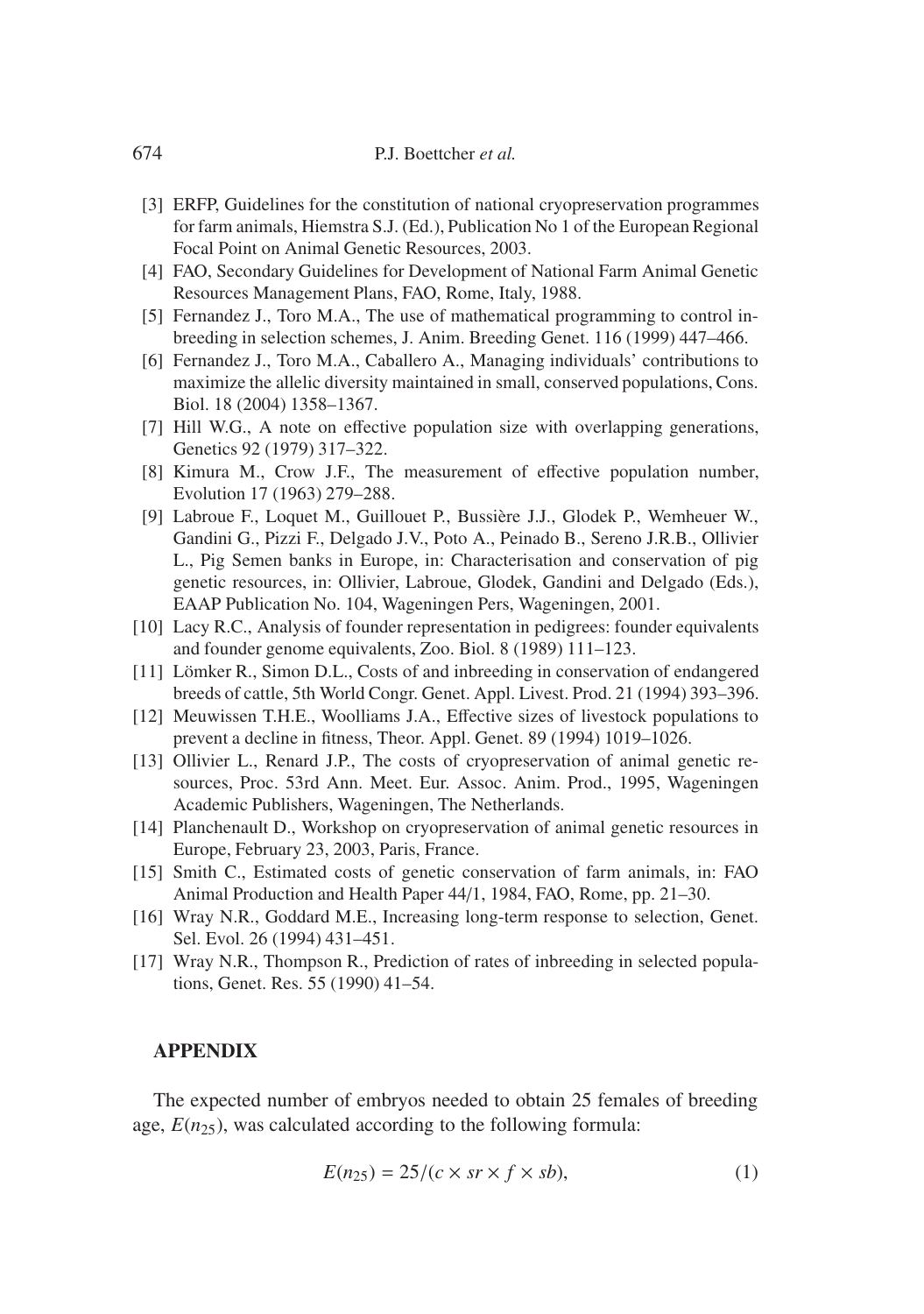[3] ERFP, Guidelines for the constitution of national cryopreservation programmes for farm animals, Hiemstra S.J. (Ed.), Publication No 1 of the European Regional Focal Point on Animal Genetic Resources, 2003.

[4] FAO, Secondary Guidelines for Development of National Farm Animal Genetic Resources Management Plans, FAO, Rome, Italy, 1988.

[5] Fernandez J., Toro M.A., The use of mathematical programming to control inbreeding in selection schemes, J. Anim. Breeding Genet. 116 (1999) 447–466.

[6] Fernandez J., Toro M.A., Caballero A., Managing individuals' contributions to maximize the allelic diversity maintained in small, conserved populations, Cons. Biol. 18 (2004) 1358–1367.

[7] Hill W.G., A note on effective population size with overlapping generations, Genetics 92 (1979) 317–322.

[8] Kimura M., Crow J.F., The measurement of effective population number, Evolution 17 (1963) 279–288.

[9] Labroue F., Loquet M., Guillouet P., Bussière J.J., Glodek P., Wemheuer W., Gandini G., Pizzi F., Delgado J.V., Poto A., Peinado B., Sereno J.R.B., Ollivier L., Pig Semen banks in Europe, in: Characterisation and conservation of pig genetic resources, in: Ollivier, Labroue, Glodek, Gandini and Delgado (Eds.), EAAP Publication No. 104, Wageningen Pers, Wageningen, 2001.

[10] Lacy R.C., Analysis of founder representation in pedigrees: founder equivalents and founder genome equivalents, Zoo. Biol. 8 (1989) 111–123.

[11] Lömker R., Simon D.L., Costs of and inbreeding in conservation of endangered breeds of cattle, 5th World Congr. Genet. Appl. Livest. Prod. 21 (1994) 393–396.

[12] Meuwissen T.H.E., Woolliams J.A., Effective sizes of livestock populations to prevent a decline in fitness, Theor. Appl. Genet. 89 (1994) 1019–1026.

[13] Ollivier L., Renard J.P., The costs of cryopreservation of animal genetic resources, Proc. 53rd Ann. Meet. Eur. Assoc. Anim. Prod., 1995, Wageningen Academic Publishers, Wageningen, The Netherlands.

[14] Planchenault D., Workshop on cryopreservation of animal genetic resources in Europe, February 23, 2003, Paris, France.

[15] Smith C., Estimated costs of genetic conservation of farm animals, in: FAO Animal Production and Health Paper 44/1, 1984, FAO, Rome, pp. 21–30.

[16] Wray N.R., Goddard M.E., Increasing long-term response to selection, Genet. Sel. Evol. 26 (1994) 431–451.

[17] Wray N.R., Thompson R., Prediction of rates of inbreeding in selected populations, Genet. Res. 55 (1990) 41–54.

## APPENDIX

The expected number of embryos needed to obtain 25 females of breeding age, $E(n_{25})$, was calculated according to the following formula:

$$E(n_{25}) = 25/(c \times sr \times f \times sb), \tag{1}$$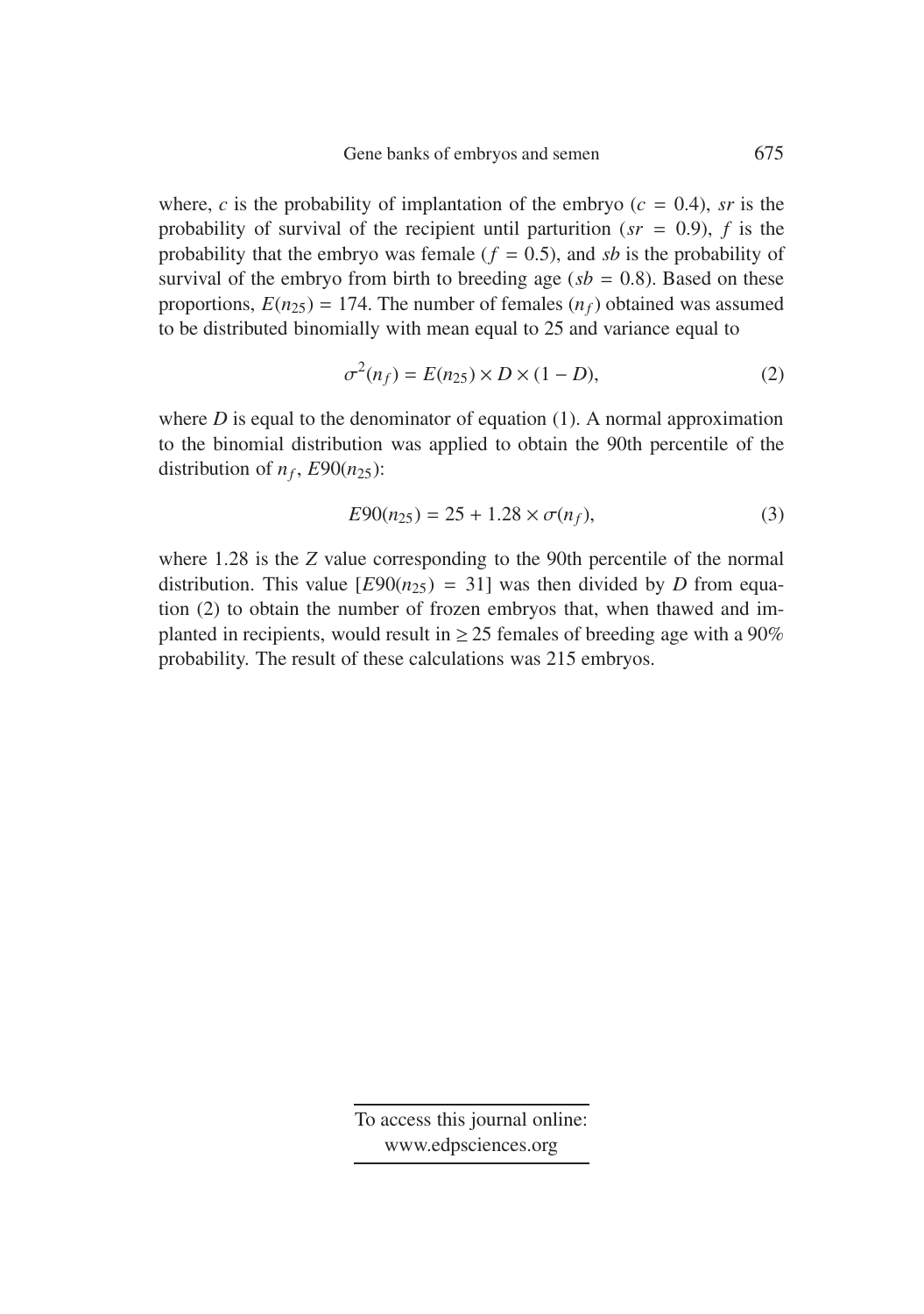where, $c$ is the probability of implantation of the embryo ($c = 0.4$), $sr$ is the probability of survival of the recipient until parturition ($sr = 0.9$), $f$ is the probability that the embryo was female ($f = 0.5$), and $sb$ is the probability of survival of the embryo from birth to breeding age ($sb = 0.8$). Based on these proportions, $E(n_{25}) = 174$. The number of females ($n_f$) obtained was assumed to be distributed binomially with mean equal to 25 and variance equal to

$$\sigma^2(n_f) = E(n_{25}) \times D \times (1 - D), \tag{2}$$

where $D$ is equal to the denominator of equation (1). A normal approximation to the binomial distribution was applied to obtain the 90th percentile of the distribution of $n_f$, $E90(n_{25})$:

$$E90(n_{25}) = 25 + 1.28 \times \sigma(n_f), \tag{3}$$

where 1.28 is the $Z$ value corresponding to the 90th percentile of the normal distribution. This value [$E90(n_{25}) = 31$] was then divided by $D$ from equation (2) to obtain the number of frozen embryos that, when thawed and implanted in recipients, would result in $\geq 25$ females of breeding age with a 90% probability. The result of these calculations was 215 embryos.

To access this journal online:
www.edpsciences.org